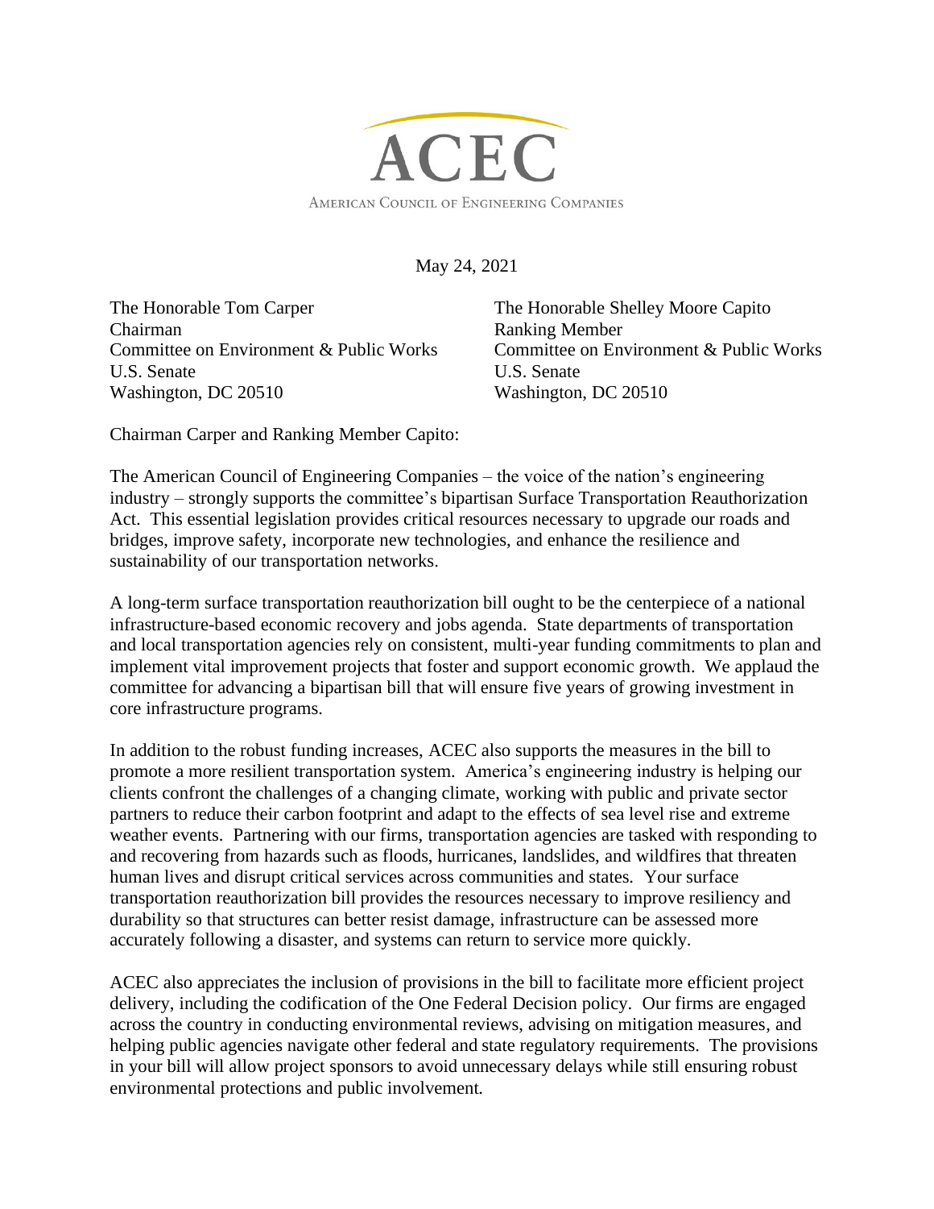ACEC

AMERICAN COUNCIL OF ENGINEERING COMPANIES

May 24, 2021

The Honorable Tom Carper
Chairman
Committee on Environment & Public Works
U.S. Senate
Washington, DC 20510

The Honorable Shelley Moore Capito
Ranking Member
Committee on Environment & Public Works
U.S. Senate
Washington, DC 20510

Chairman Carper and Ranking Member Capito:

The American Council of Engineering Companies – the voice of the nation's engineering industry – strongly supports the committee's bipartisan Surface Transportation Reauthorization Act. This essential legislation provides critical resources necessary to upgrade our roads and bridges, improve safety, incorporate new technologies, and enhance the resilience and sustainability of our transportation networks.

A long-term surface transportation reauthorization bill ought to be the centerpiece of a national infrastructure-based economic recovery and jobs agenda. State departments of transportation and local transportation agencies rely on consistent, multi-year funding commitments to plan and implement vital improvement projects that foster and support economic growth. We applaud the committee for advancing a bipartisan bill that will ensure five years of growing investment in core infrastructure programs.

In addition to the robust funding increases, ACEC also supports the measures in the bill to promote a more resilient transportation system. America's engineering industry is helping our clients confront the challenges of a changing climate, working with public and private sector partners to reduce their carbon footprint and adapt to the effects of sea level rise and extreme weather events. Partnering with our firms, transportation agencies are tasked with responding to and recovering from hazards such as floods, hurricanes, landslides, and wildfires that threaten human lives and disrupt critical services across communities and states. Your surface transportation reauthorization bill provides the resources necessary to improve resiliency and durability so that structures can better resist damage, infrastructure can be assessed more accurately following a disaster, and systems can return to service more quickly.

ACEC also appreciates the inclusion of provisions in the bill to facilitate more efficient project delivery, including the codification of the One Federal Decision policy. Our firms are engaged across the country in conducting environmental reviews, advising on mitigation measures, and helping public agencies navigate other federal and state regulatory requirements. The provisions in your bill will allow project sponsors to avoid unnecessary delays while still ensuring robust environmental protections and public involvement.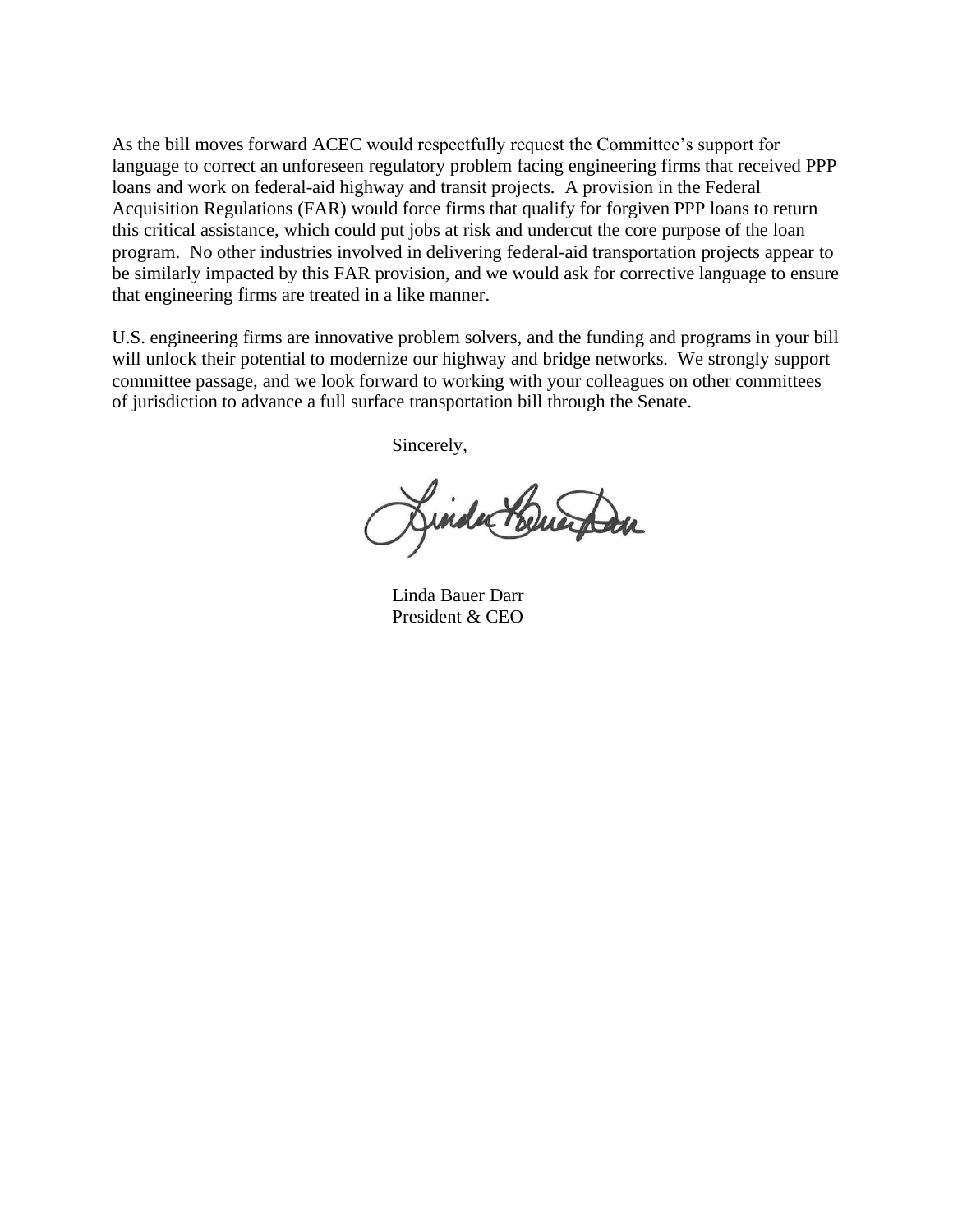As the bill moves forward ACEC would respectfully request the Committee's support for language to correct an unforeseen regulatory problem facing engineering firms that received PPP loans and work on federal-aid highway and transit projects. A provision in the Federal Acquisition Regulations (FAR) would force firms that qualify for forgiven PPP loans to return this critical assistance, which could put jobs at risk and undercut the core purpose of the loan program. No other industries involved in delivering federal-aid transportation projects appear to be similarly impacted by this FAR provision, and we would ask for corrective language to ensure that engineering firms are treated in a like manner.

U.S. engineering firms are innovative problem solvers, and the funding and programs in your bill will unlock their potential to modernize our highway and bridge networks. We strongly support committee passage, and we look forward to working with your colleagues on other committees of jurisdiction to advance a full surface transportation bill through the Senate.

Sincerely,

Linda Bauer Darr
President & CEO